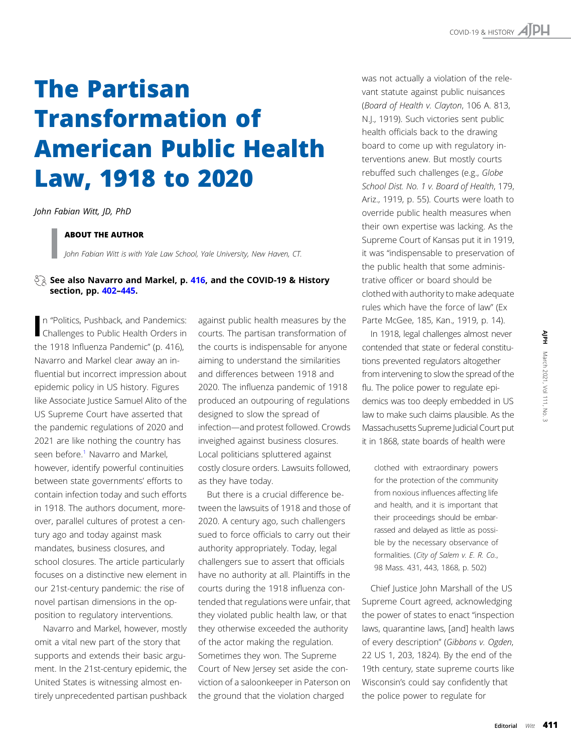# The Partisan Transformation of American Public Health Law, 1918 to 2020

*John Fabian Witt, JD, PhD*

**ABOUT THE AUTHOR**

*John Fabian Witt is with Yale Law School, Yale University, New Haven, CT.*

**See also Navarro and Markel, p. 416, and the COVID-19 & History section, pp. 402–445.**

In "Politics, Pushback, and Pandemics: Challenges to Public Health Orders in the 1918 Influenza Pandemic" (p. 416), Navarro and Markel clear away an influential but incorrect impression about epidemic policy in US history. Figures like Associate Justice Samuel Alito of the US Supreme Court have asserted that the pandemic regulations of 2020 and 2021 are like nothing the country has seen before.[1] Navarro and Markel, however, identify powerful continuities between state governments' efforts to contain infection today and such efforts in 1918. The authors document, moreover, parallel cultures of protest a century ago and today against mask mandates, business closures, and school closures. The article particularly focuses on a distinctive new element in our 21st-century pandemic: the rise of novel partisan dimensions in the opposition to regulatory interventions.

Navarro and Markel, however, mostly omit a vital new part of the story that supports and extends their basic argument. In the 21st-century epidemic, the United States is witnessing almost entirely unprecedented partisan pushback against public health measures by the courts. The partisan transformation of the courts is indispensable for anyone aiming to understand the similarities and differences between 1918 and 2020. The influenza pandemic of 1918 produced an outpouring of regulations designed to slow the spread of infection—and protest followed. Crowds inveighed against business closures. Local politicians spluttered against costly closure orders. Lawsuits followed, as they have today.

But there is a crucial difference between the lawsuits of 1918 and those of 2020. A century ago, such challengers sued to force officials to carry out their authority appropriately. Today, legal challengers sue to assert that officials have no authority at all. Plaintiffs in the courts during the 1918 influenza contended that regulations were unfair, that they violated public health law, or that they otherwise exceeded the authority of the actor making the regulation. Sometimes they won. The Supreme Court of New Jersey set aside the conviction of a saloonkeeper in Paterson on the ground that the violation charged was not actually a violation of the relevant statute against public nuisances (*Board of Health v. Clayton*, 106 A. 813, N.J., 1919). Such victories sent public health officials back to the drawing board to come up with regulatory interventions anew. But mostly courts rebuffed such challenges (e.g., *Globe School Dist. No. 1 v. Board of Health*, 179, Ariz., 1919, p. 55). Courts were loath to override public health measures when their own expertise was lacking. As the Supreme Court of Kansas put it in 1919, it was "indispensable to preservation of the public health that some administrative officer or board should be clothed with authority to make adequate rules which have the force of law" (Ex Parte McGee, 185, Kan., 1919, p. 14).

In 1918, legal challenges almost never contended that state or federal constitutions prevented regulators altogether from intervening to slow the spread of the flu. The police power to regulate epidemics was too deeply embedded in US law to make such claims plausible. As the Massachusetts Supreme Judicial Court put it in 1868, state boards of health were

> clothed with extraordinary powers for the protection of the community from noxious influences affecting life and health, and it is important that their proceedings should be embarrassed and delayed as little as possible by the necessary observance of formalities. (*City of Salem v. E. R. Co.*, 98 Mass. 431, 443, 1868, p. 502)

Chief Justice John Marshall of the US Supreme Court agreed, acknowledging the power of states to enact "inspection laws, quarantine laws, [and] health laws of every description" (*Gibbons v. Ogden*, 22 US 1, 203, 1824). By the end of the 19th century, state supreme courts like Wisconsin's could say confidently that the police power to regulate for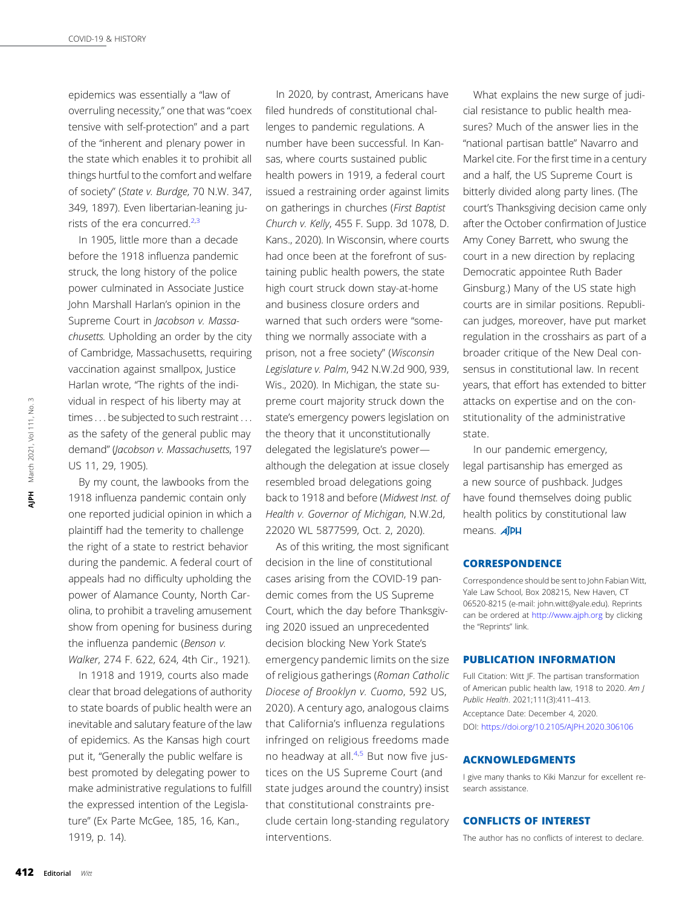epidemics was essentially a "law of overruling necessity," one that was "coextensive with self-protection" and a part of the "inherent and plenary power in the state which enables it to prohibit all things hurtful to the comfort and welfare of society" (*State v. Burdge*, 70 N.W. 347, 349, 1897). Even libertarian-leaning jurists of the era concurred.[2,3]

In 1905, little more than a decade before the 1918 influenza pandemic struck, the long history of the police power culminated in Associate Justice John Marshall Harlan's opinion in the Supreme Court in *Jacobson v. Massachusetts.* Upholding an order by the city of Cambridge, Massachusetts, requiring vaccination against smallpox, Justice Harlan wrote, "The rights of the individual in respect of his liberty may at times . . . be subjected to such restraint . . . as the safety of the general public may demand" (*Jacobson v. Massachusetts*, 197 US 11, 29, 1905).

By my count, the lawbooks from the 1918 influenza pandemic contain only one reported judicial opinion in which a plaintiff had the temerity to challenge the right of a state to restrict behavior during the pandemic. A federal court of appeals had no difficulty upholding the power of Alamance County, North Carolina, to prohibit a traveling amusement show from opening for business during the influenza pandemic (*Benson v. Walker*, 274 F. 622, 624, 4th Cir., 1921).

In 1918 and 1919, courts also made clear that broad delegations of authority to state boards of public health were an inevitable and salutary feature of the law of epidemics. As the Kansas high court put it, "Generally the public welfare is best promoted by delegating power to make administrative regulations to fulfill the expressed intention of the Legislature" (Ex Parte McGee, 185, 16, Kan., 1919, p. 14).

In 2020, by contrast, Americans have filed hundreds of constitutional challenges to pandemic regulations. A number have been successful. In Kansas, where courts sustained public health powers in 1919, a federal court issued a restraining order against limits on gatherings in churches (*First Baptist Church v. Kelly*, 455 F. Supp. 3d 1078, D. Kans., 2020). In Wisconsin, where courts had once been at the forefront of sustaining public health powers, the state high court struck down stay-at-home and business closure orders and warned that such orders were "something we normally associate with a prison, not a free society" (*Wisconsin Legislature v. Palm*, 942 N.W.2d 900, 939, Wis., 2020). In Michigan, the state supreme court majority struck down the state's emergency powers legislation on the theory that it unconstitutionally delegated the legislature's power—although the delegation at issue closely resembled broad delegations going back to 1918 and before (*Midwest Inst. of Health v. Governor of Michigan*, N.W.2d, 22020 WL 5877599, Oct. 2, 2020).

As of this writing, the most significant decision in the line of constitutional cases arising from the COVID-19 pandemic comes from the US Supreme Court, which the day before Thanksgiving 2020 issued an unprecedented decision blocking New York State's emergency pandemic limits on the size of religious gatherings (*Roman Catholic Diocese of Brooklyn v. Cuomo*, 592 US, 2020). A century ago, analogous claims that California's influenza regulations infringed on religious freedoms made no headway at all.[4,5] But now five justices on the US Supreme Court (and state judges around the country) insist that constitutional constraints preclude certain long-standing regulatory interventions.

What explains the new surge of judicial resistance to public health measures? Much of the answer lies in the "national partisan battle" Navarro and Markel cite. For the first time in a century and a half, the US Supreme Court is bitterly divided along party lines. (The court's Thanksgiving decision came only after the October confirmation of Justice Amy Coney Barrett, who swung the court in a new direction by replacing Democratic appointee Ruth Bader Ginsburg.) Many of the US state high courts are in similar positions. Republican judges, moreover, have put market regulation in the crosshairs as part of a broader critique of the New Deal consensus in constitutional law. In recent years, that effort has extended to bitter attacks on expertise and on the constitutionality of the administrative state.

In our pandemic emergency, legal partisanship has emerged as a new source of pushback. Judges have found themselves doing public health politics by constitutional law means.

### CORRESPONDENCE

Correspondence should be sent to John Fabian Witt, Yale Law School, Box 208215, New Haven, CT 06520-8215 (e-mail: john.witt@yale.edu). Reprints can be ordered at http://www.ajph.org by clicking the "Reprints" link.

### PUBLICATION INFORMATION

Full Citation: Witt JF. The partisan transformation of American public health law, 1918 to 2020. *Am J Public Health*. 2021;111(3):411–413.

Acceptance Date: December 4, 2020.

DOI: https://doi.org/10.2105/AJPH.2020.306106

### ACKNOWLEDGMENTS

I give many thanks to Kiki Manzur for excellent research assistance.

### CONFLICTS OF INTEREST

The author has no conflicts of interest to declare.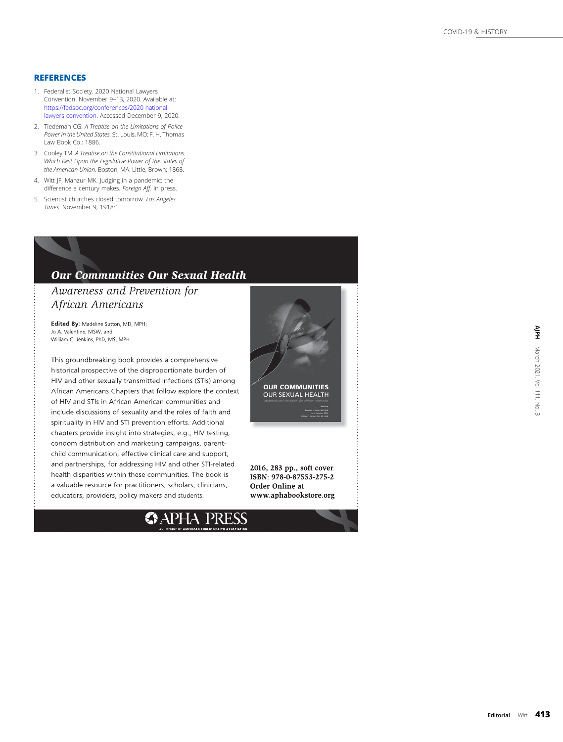## REFERENCES

1. Federalist Society. 2020 National Lawyers Convention. November 9–13, 2020. Available at: https://fedsoc.org/conferences/2020-national-lawyers-convention. Accessed December 9, 2020.
2. Tiedeman CG. *A Treatise on the Limitations of Police Power in the United States*. St. Louis, MO: F. H. Thomas Law Book Co.; 1886.
3. Cooley TM. *A Treatise on the Constitutional Limitations Which Rest Upon the Legislative Power of the States of the American Union*. Boston, MA: Little, Brown; 1868.
4. Witt JF, Manzur MK. Judging in a pandemic: the difference a century makes. *Foreign Aff*. In press.
5. Scientist churches closed tomorrow. *Los Angeles Times*. November 9, 1918:1.

***Our Communities Our Sexual Health***

*Awareness and Prevention for African Americans*

**Edited By**: Madeline Sutton, MD, MPH; Jo A. Valentine, MSW; and William C. Jenkins, PhD, MS, MPH

This groundbreaking book provides a comprehensive historical prospective of the disproportionate burden of HIV and other sexually transmitted infections (STIs) among African Americans.Chapters that follow explore the context of HIV and STIs in African American communities and include discussions of sexuality and the roles of faith and spirituality in HIV and STI prevention efforts. Additional chapters provide insight into strategies, e.g., HIV testing, condom distribution and marketing campaigns, parent-child communication, effective clinical care and support, and partnerships, for addressing HIV and other STI-related health disparities within these communities. The book is a valuable resource for practitioners, scholars, clinicians, educators, providers, policy makers and students.

**2016, 283 pp., soft cover**
**ISBN: 978-0-87553-275-2**
**Order Online at**
**www.aphabookstore.org**

APHA PRESS
AN IMPRINT OF AMERICAN PUBLIC HEALTH ASSOCIATION